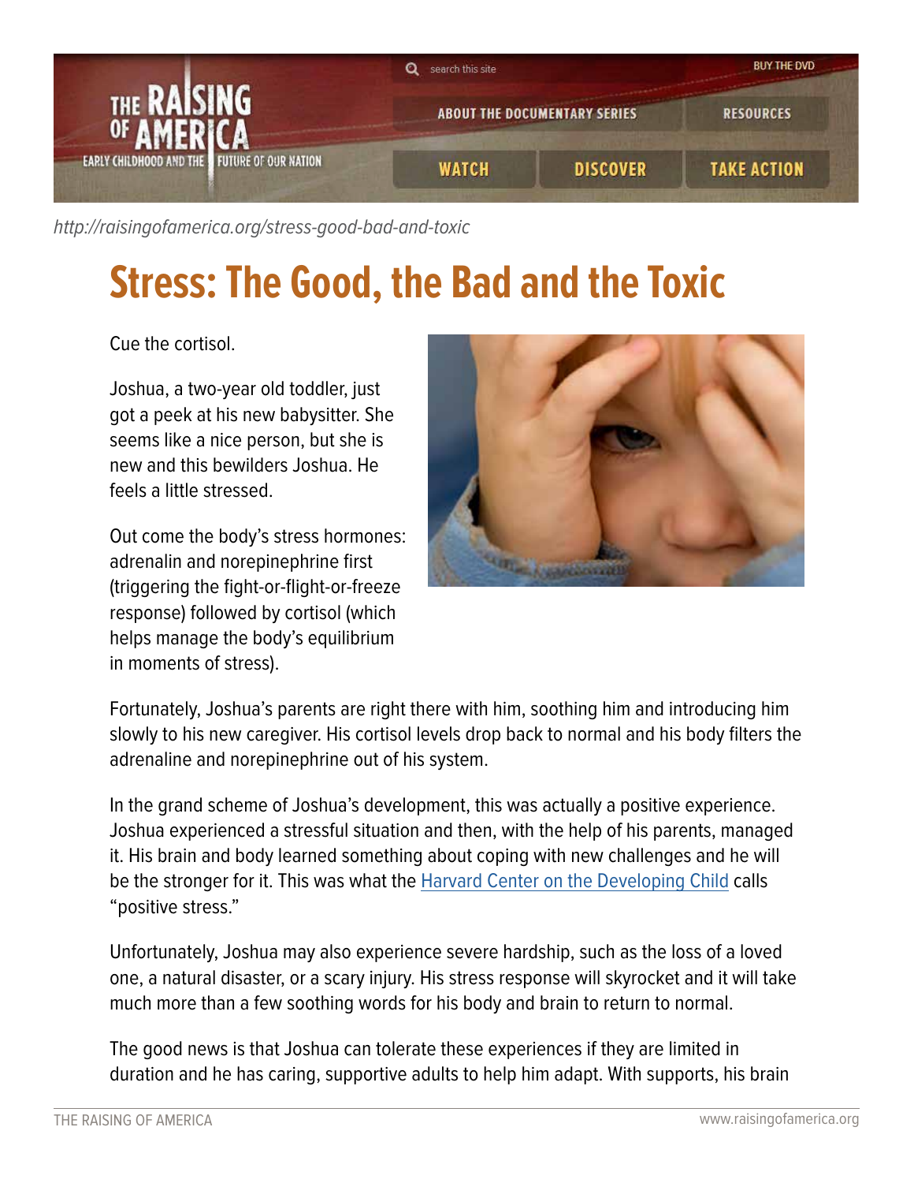http://raisingofamerica.org/stress-good-bad-and-toxic

# Stress: The Good, the Bad and the Toxic

Cue the cortisol.

Joshua, a two-year old toddler, just got a peek at his new babysitter. She seems like a nice person, but she is new and this bewilders Joshua. He feels a little stressed.

Out come the body's stress hormones: adrenalin and norepinephrine first (triggering the fight-or-flight-or-freeze response) followed by cortisol (which helps manage the body's equilibrium in moments of stress).

Fortunately, Joshua's parents are right there with him, soothing him and introducing him slowly to his new caregiver. His cortisol levels drop back to normal and his body filters the adrenaline and norepinephrine out of his system.

In the grand scheme of Joshua's development, this was actually a positive experience. Joshua experienced a stressful situation and then, with the help of his parents, managed it. His brain and body learned something about coping with new challenges and he will be the stronger for it. This was what the [Harvard Center on the Developing Child](https://developingchild.harvard.edu) calls "positive stress."

Unfortunately, Joshua may also experience severe hardship, such as the loss of a loved one, a natural disaster, or a scary injury. His stress response will skyrocket and it will take much more than a few soothing words for his body and brain to return to normal.

The good news is that Joshua can tolerate these experiences if they are limited in duration and he has caring, supportive adults to help him adapt. With supports, his brain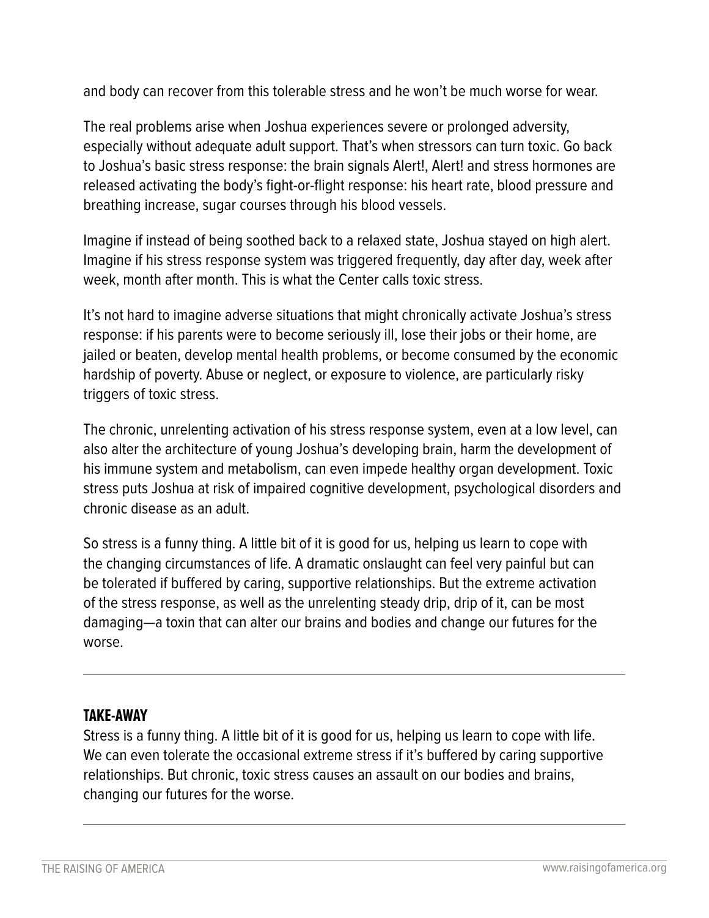and body can recover from this tolerable stress and he won't be much worse for wear.

The real problems arise when Joshua experiences severe or prolonged adversity, especially without adequate adult support. That's when stressors can turn toxic. Go back to Joshua's basic stress response: the brain signals Alert!, Alert! and stress hormones are released activating the body's fight-or-flight response: his heart rate, blood pressure and breathing increase, sugar courses through his blood vessels.

Imagine if instead of being soothed back to a relaxed state, Joshua stayed on high alert. Imagine if his stress response system was triggered frequently, day after day, week after week, month after month. This is what the Center calls toxic stress.

It's not hard to imagine adverse situations that might chronically activate Joshua's stress response: if his parents were to become seriously ill, lose their jobs or their home, are jailed or beaten, develop mental health problems, or become consumed by the economic hardship of poverty. Abuse or neglect, or exposure to violence, are particularly risky triggers of toxic stress.

The chronic, unrelenting activation of his stress response system, even at a low level, can also alter the architecture of young Joshua's developing brain, harm the development of his immune system and metabolism, can even impede healthy organ development. Toxic stress puts Joshua at risk of impaired cognitive development, psychological disorders and chronic disease as an adult.

So stress is a funny thing. A little bit of it is good for us, helping us learn to cope with the changing circumstances of life. A dramatic onslaught can feel very painful but can be tolerated if buffered by caring, supportive relationships. But the extreme activation of the stress response, as well as the unrelenting steady drip, drip of it, can be most damaging—a toxin that can alter our brains and bodies and change our futures for the worse.

---

**TAKE-AWAY**

Stress is a funny thing. A little bit of it is good for us, helping us learn to cope with life. We can even tolerate the occasional extreme stress if it's buffered by caring supportive relationships. But chronic, toxic stress causes an assault on our bodies and brains, changing our futures for the worse.

---